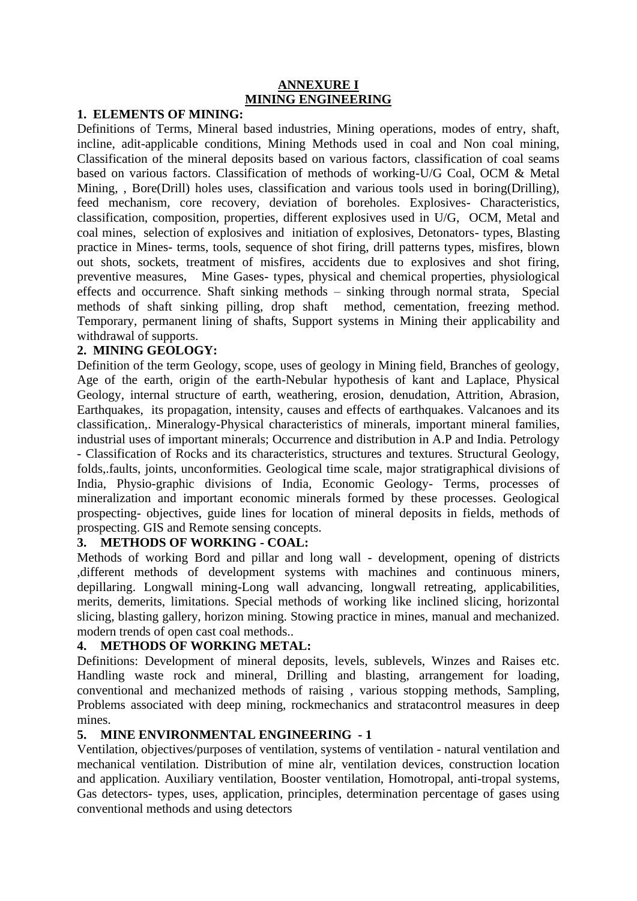# ANNEXURE I
## MINING ENGINEERING

### 1. ELEMENTS OF MINING:

Definitions of Terms, Mineral based industries, Mining operations, modes of entry, shaft, incline, adit-applicable conditions, Mining Methods used in coal and Non coal mining, Classification of the mineral deposits based on various factors, classification of coal seams based on various factors. Classification of methods of working-U/G Coal, OCM & Metal Mining, , Bore(Drill) holes uses, classification and various tools used in boring(Drilling), feed mechanism, core recovery, deviation of boreholes. Explosives- Characteristics, classification, composition, properties, different explosives used in U/G, OCM, Metal and coal mines, selection of explosives and initiation of explosives, Detonators- types, Blasting practice in Mines- terms, tools, sequence of shot firing, drill patterns types, misfires, blown out shots, sockets, treatment of misfires, accidents due to explosives and shot firing, preventive measures, Mine Gases- types, physical and chemical properties, physiological effects and occurrence. Shaft sinking methods – sinking through normal strata, Special methods of shaft sinking pilling, drop shaft method, cementation, freezing method. Temporary, permanent lining of shafts, Support systems in Mining their applicability and withdrawal of supports.

### 2. MINING GEOLOGY:

Definition of the term Geology, scope, uses of geology in Mining field, Branches of geology, Age of the earth, origin of the earth-Nebular hypothesis of kant and Laplace, Physical Geology, internal structure of earth, weathering, erosion, denudation, Attrition, Abrasion, Earthquakes, its propagation, intensity, causes and effects of earthquakes. Valcanoes and its classification,. Mineralogy-Physical characteristics of minerals, important mineral families, industrial uses of important minerals; Occurrence and distribution in A.P and India. Petrology - Classification of Rocks and its characteristics, structures and textures. Structural Geology, folds,.faults, joints, unconformities. Geological time scale, major stratigraphical divisions of India, Physio-graphic divisions of India, Economic Geology- Terms, processes of mineralization and important economic minerals formed by these processes. Geological prospecting- objectives, guide lines for location of mineral deposits in fields, methods of prospecting. GIS and Remote sensing concepts.

### 3. METHODS OF WORKING - COAL:

Methods of working Bord and pillar and long wall - development, opening of districts ,different methods of development systems with machines and continuous miners, depillaring. Longwall mining-Long wall advancing, longwall retreating, applicabilities, merits, demerits, limitations. Special methods of working like inclined slicing, horizontal slicing, blasting gallery, horizon mining. Stowing practice in mines, manual and mechanized. modern trends of open cast coal methods..

### 4. METHODS OF WORKING METAL:

Definitions: Development of mineral deposits, levels, sublevels, Winzes and Raises etc. Handling waste rock and mineral, Drilling and blasting, arrangement for loading, conventional and mechanized methods of raising , various stopping methods, Sampling, Problems associated with deep mining, rockmechanics and stratacontrol measures in deep mines.

### 5. MINE ENVIRONMENTAL ENGINEERING - 1

Ventilation, objectives/purposes of ventilation, systems of ventilation - natural ventilation and mechanical ventilation. Distribution of mine alr, ventilation devices, construction location and application. Auxiliary ventilation, Booster ventilation, Homotropal, anti-tropal systems, Gas detectors- types, uses, application, principles, determination percentage of gases using conventional methods and using detectors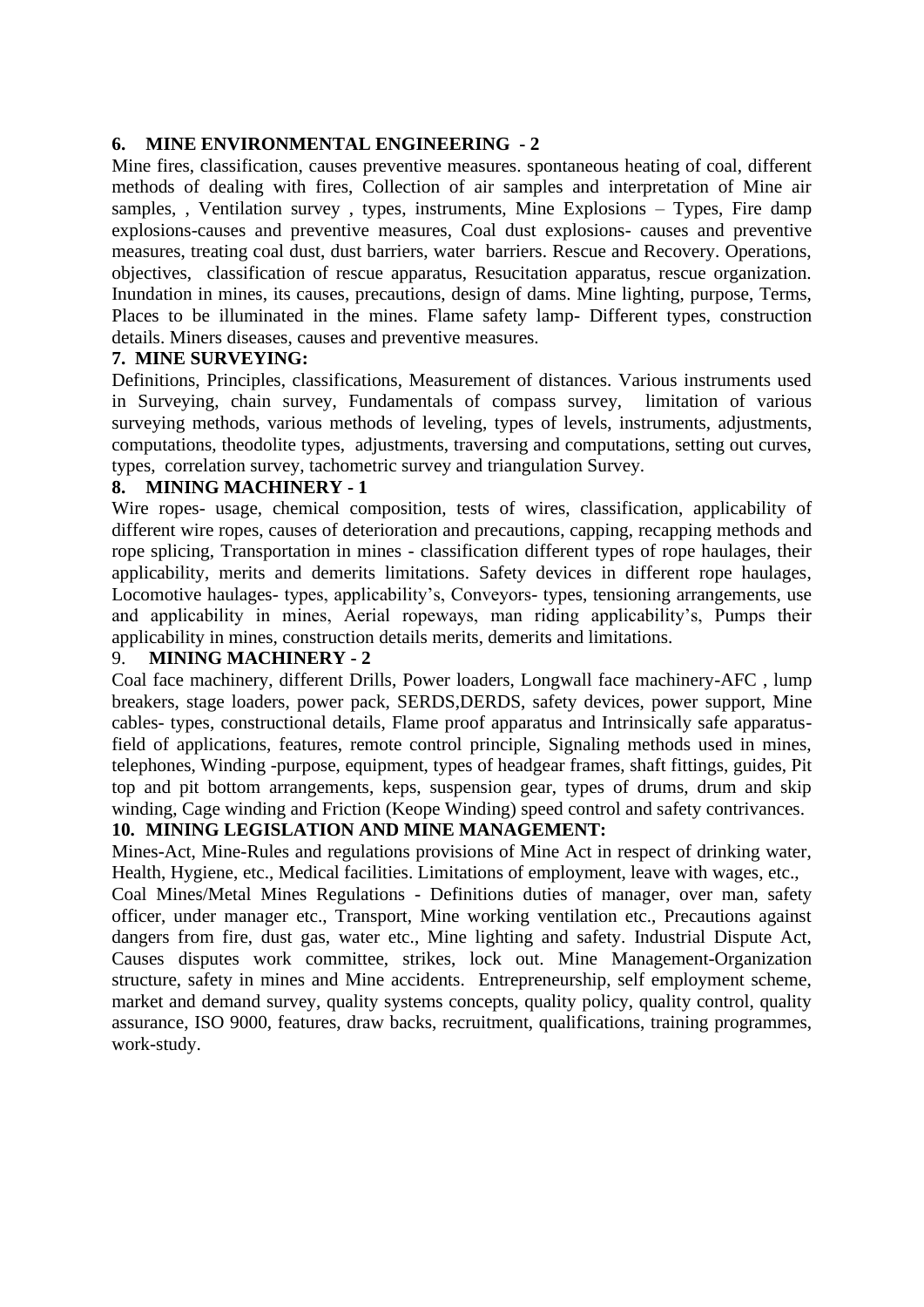### 6. MINE ENVIRONMENTAL ENGINEERING - 2

Mine fires, classification, causes preventive measures. spontaneous heating of coal, different methods of dealing with fires, Collection of air samples and interpretation of Mine air samples, , Ventilation survey , types, instruments, Mine Explosions – Types, Fire damp explosions-causes and preventive measures, Coal dust explosions- causes and preventive measures, treating coal dust, dust barriers, water barriers. Rescue and Recovery. Operations, objectives, classification of rescue apparatus, Resucitation apparatus, rescue organization. Inundation in mines, its causes, precautions, design of dams. Mine lighting, purpose, Terms, Places to be illuminated in the mines. Flame safety lamp- Different types, construction details. Miners diseases, causes and preventive measures.

### 7. MINE SURVEYING:

Definitions, Principles, classifications, Measurement of distances. Various instruments used in Surveying, chain survey, Fundamentals of compass survey, limitation of various surveying methods, various methods of leveling, types of levels, instruments, adjustments, computations, theodolite types, adjustments, traversing and computations, setting out curves, types, correlation survey, tachometric survey and triangulation Survey.

### 8. MINING MACHINERY - 1

Wire ropes- usage, chemical composition, tests of wires, classification, applicability of different wire ropes, causes of deterioration and precautions, capping, recapping methods and rope splicing, Transportation in mines - classification different types of rope haulages, their applicability, merits and demerits limitations. Safety devices in different rope haulages, Locomotive haulages- types, applicability's, Conveyors- types, tensioning arrangements, use and applicability in mines, Aerial ropeways, man riding applicability's, Pumps their applicability in mines, construction details merits, demerits and limitations.

### 9. MINING MACHINERY - 2

Coal face machinery, different Drills, Power loaders, Longwall face machinery-AFC , lump breakers, stage loaders, power pack, SERDS,DERDS, safety devices, power support, Mine cables- types, constructional details, Flame proof apparatus and Intrinsically safe apparatus- field of applications, features, remote control principle, Signaling methods used in mines, telephones, Winding -purpose, equipment, types of headgear frames, shaft fittings, guides, Pit top and pit bottom arrangements, keps, suspension gear, types of drums, drum and skip winding, Cage winding and Friction (Keope Winding) speed control and safety contrivances.

### 10. MINING LEGISLATION AND MINE MANAGEMENT:

Mines-Act, Mine-Rules and regulations provisions of Mine Act in respect of drinking water, Health, Hygiene, etc., Medical facilities. Limitations of employment, leave with wages, etc.,

Coal Mines/Metal Mines Regulations - Definitions duties of manager, over man, safety officer, under manager etc., Transport, Mine working ventilation etc., Precautions against dangers from fire, dust gas, water etc., Mine lighting and safety. Industrial Dispute Act, Causes disputes work committee, strikes, lock out. Mine Management-Organization structure, safety in mines and Mine accidents. Entrepreneurship, self employment scheme, market and demand survey, quality systems concepts, quality policy, quality control, quality assurance, ISO 9000, features, draw backs, recruitment, qualifications, training programmes, work-study.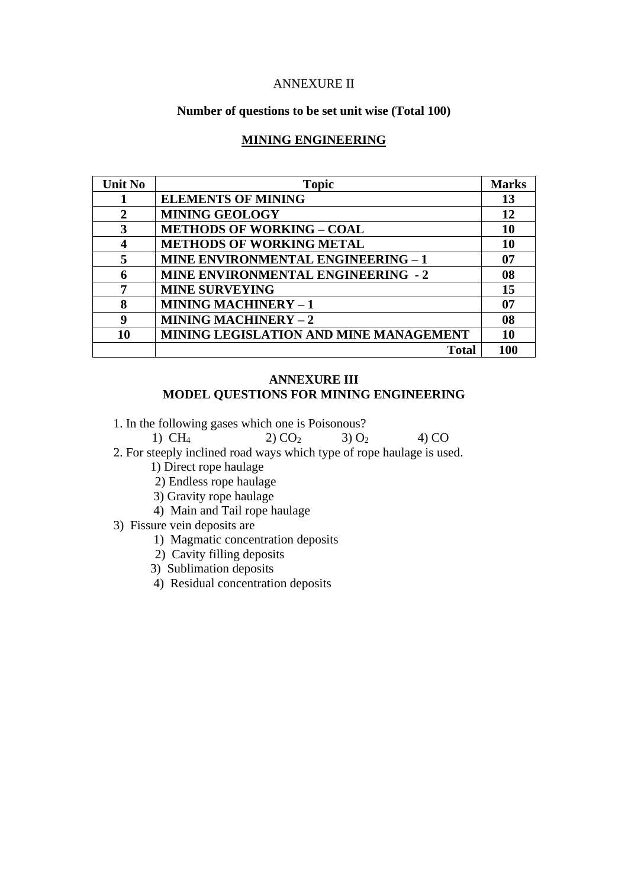ANNEXURE II

**Number of questions to be set unit wise (Total 100)**

**MINING ENGINEERING**

| Unit No | Topic | Marks |
|---|---|---|
| **1** | **ELEMENTS OF MINING** | **13** |
| **2** | **MINING GEOLOGY** | **12** |
| **3** | **METHODS OF WORKING – COAL** | **10** |
| **4** | **METHODS OF WORKING METAL** | **10** |
| **5** | **MINE ENVIRONMENTAL ENGINEERING – 1** | **07** |
| **6** | **MINE ENVIRONMENTAL ENGINEERING - 2** | **08** |
| **7** | **MINE SURVEYING** | **15** |
| **8** | **MINING MACHINERY – 1** | **07** |
| **9** | **MINING MACHINERY – 2** | **08** |
| **10** | **MINING LEGISLATION AND MINE MANAGEMENT** | **10** |
| | **Total** | **100** |

**ANNEXURE III**
**MODEL QUESTIONS FOR MINING ENGINEERING**

1. In the following gases which one is Poisonous?
   1) $CH_4$ 2) $CO_2$ 3) $O_2$ 4) CO

2. For steeply inclined road ways which type of rope haulage is used.
   1) Direct rope haulage
   2) Endless rope haulage
   3) Gravity rope haulage
   4) Main and Tail rope haulage

3) Fissure vein deposits are
   1) Magmatic concentration deposits
   2) Cavity filling deposits
   3) Sublimation deposits
   4) Residual concentration deposits